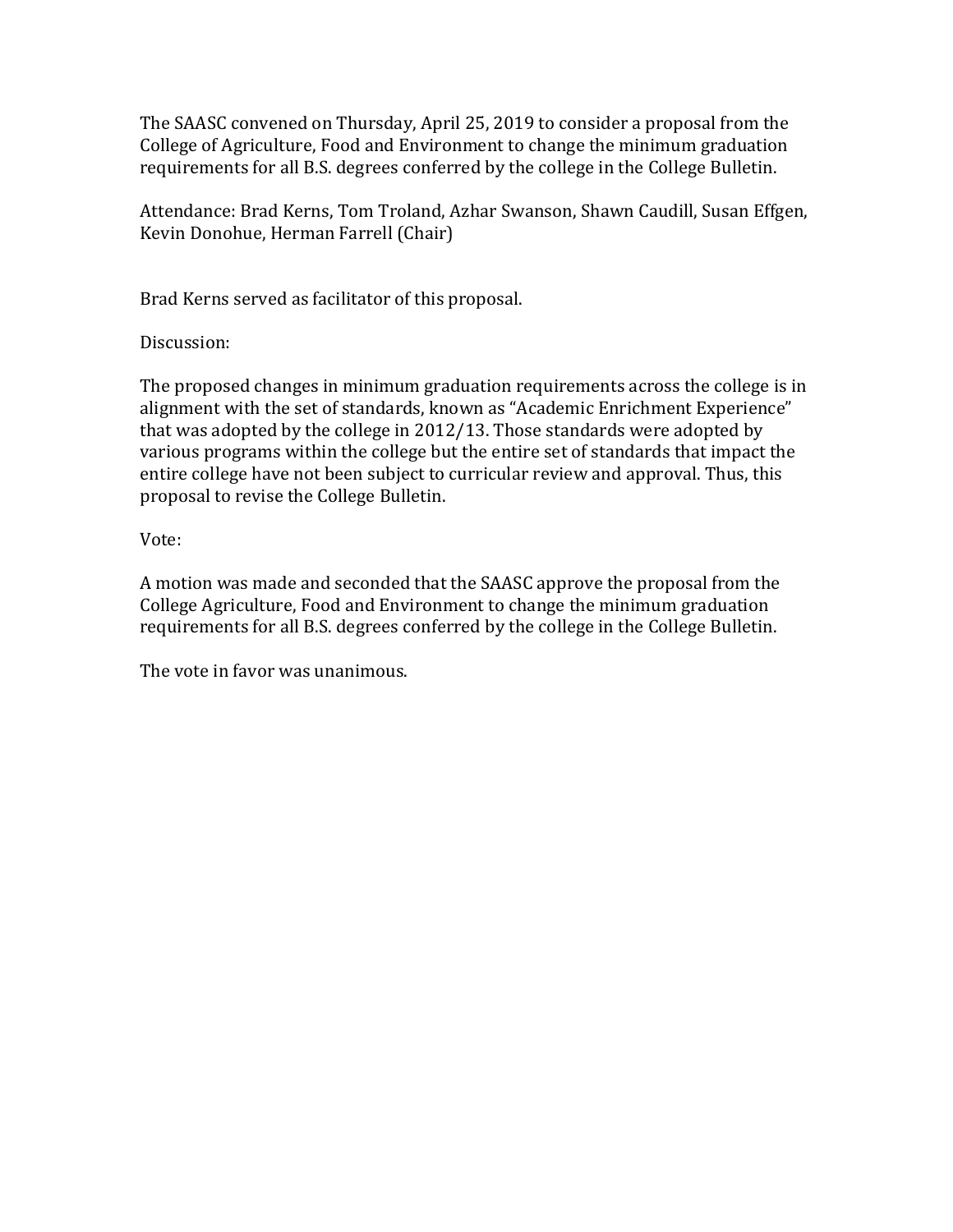The SAASC convened on Thursday, April 25, 2019 to consider a proposal from the College of Agriculture, Food and Environment to change the minimum graduation requirements for all B.S. degrees conferred by the college in the College Bulletin.

Attendance: Brad Kerns, Tom Troland, Azhar Swanson, Shawn Caudill, Susan Effgen, Kevin Donohue, Herman Farrell (Chair)

Brad Kerns served as facilitator of this proposal.

Discussion:

The proposed changes in minimum graduation requirements across the college is in alignment with the set of standards, known as "Academic Enrichment Experience" that was adopted by the college in 2012/13. Those standards were adopted by various programs within the college but the entire set of standards that impact the entire college have not been subject to curricular review and approval. Thus, this proposal to revise the College Bulletin.

Vote:

A motion was made and seconded that the SAASC approve the proposal from the College Agriculture, Food and Environment to change the minimum graduation requirements for all B.S. degrees conferred by the college in the College Bulletin.

The vote in favor was unanimous.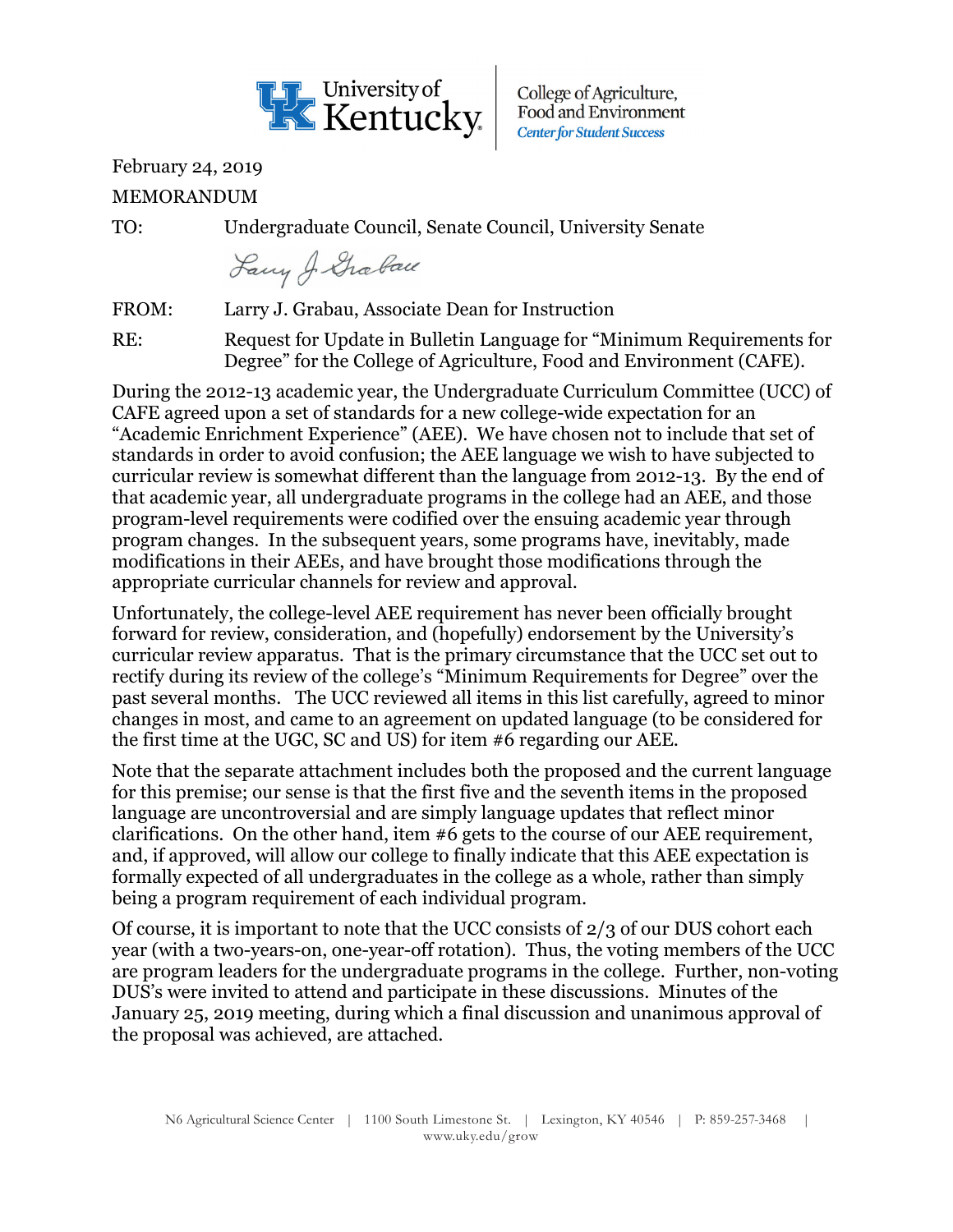February 24, 2019

MEMORANDUM

TO: Undergraduate Council, Senate Council, University Senate

FROM: Larry J. Grabau, Associate Dean for Instruction

RE: Request for Update in Bulletin Language for "Minimum Requirements for Degree" for the College of Agriculture, Food and Environment (CAFE).

During the 2012-13 academic year, the Undergraduate Curriculum Committee (UCC) of CAFE agreed upon a set of standards for a new college-wide expectation for an "Academic Enrichment Experience" (AEE). We have chosen not to include that set of standards in order to avoid confusion; the AEE language we wish to have subjected to curricular review is somewhat different than the language from 2012-13. By the end of that academic year, all undergraduate programs in the college had an AEE, and those program-level requirements were codified over the ensuing academic year through program changes. In the subsequent years, some programs have, inevitably, made modifications in their AEEs, and have brought those modifications through the appropriate curricular channels for review and approval.

Unfortunately, the college-level AEE requirement has never been officially brought forward for review, consideration, and (hopefully) endorsement by the University's curricular review apparatus. That is the primary circumstance that the UCC set out to rectify during its review of the college's "Minimum Requirements for Degree" over the past several months. The UCC reviewed all items in this list carefully, agreed to minor changes in most, and came to an agreement on updated language (to be considered for the first time at the UGC, SC and US) for item #6 regarding our AEE.

Note that the separate attachment includes both the proposed and the current language for this premise; our sense is that the first five and the seventh items in the proposed language are uncontroversial and are simply language updates that reflect minor clarifications. On the other hand, item #6 gets to the course of our AEE requirement, and, if approved, will allow our college to finally indicate that this AEE expectation is formally expected of all undergraduates in the college as a whole, rather than simply being a program requirement of each individual program.

Of course, it is important to note that the UCC consists of 2/3 of our DUS cohort each year (with a two-years-on, one-year-off rotation). Thus, the voting members of the UCC are program leaders for the undergraduate programs in the college. Further, non-voting DUS's were invited to attend and participate in these discussions. Minutes of the January 25, 2019 meeting, during which a final discussion and unanimous approval of the proposal was achieved, are attached.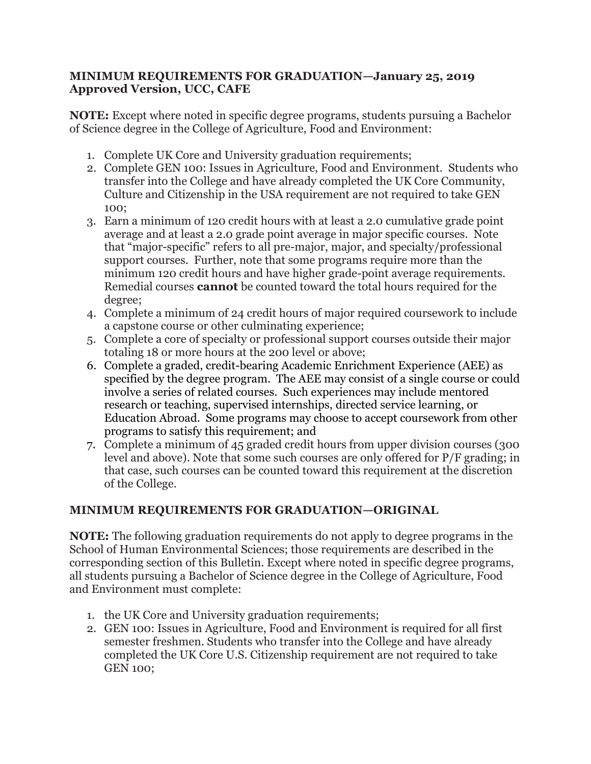**MINIMUM REQUIREMENTS FOR GRADUATION—January 25, 2019 Approved Version, UCC, CAFE**

**NOTE:** Except where noted in specific degree programs, students pursuing a Bachelor of Science degree in the College of Agriculture, Food and Environment:

1. Complete UK Core and University graduation requirements;
2. Complete GEN 100: Issues in Agriculture, Food and Environment. Students who transfer into the College and have already completed the UK Core Community, Culture and Citizenship in the USA requirement are not required to take GEN 100;
3. Earn a minimum of 120 credit hours with at least a 2.0 cumulative grade point average and at least a 2.0 grade point average in major specific courses. Note that "major-specific" refers to all pre-major, major, and specialty/professional support courses. Further, note that some programs require more than the minimum 120 credit hours and have higher grade-point average requirements. Remedial courses **cannot** be counted toward the total hours required for the degree;
4. Complete a minimum of 24 credit hours of major required coursework to include a capstone course or other culminating experience;
5. Complete a core of specialty or professional support courses outside their major totaling 18 or more hours at the 200 level or above;
6. Complete a graded, credit-bearing Academic Enrichment Experience (AEE) as specified by the degree program. The AEE may consist of a single course or could involve a series of related courses. Such experiences may include mentored research or teaching, supervised internships, directed service learning, or Education Abroad. Some programs may choose to accept coursework from other programs to satisfy this requirement; and
7. Complete a minimum of 45 graded credit hours from upper division courses (300 level and above). Note that some such courses are only offered for P/F grading; in that case, such courses can be counted toward this requirement at the discretion of the College.

**MINIMUM REQUIREMENTS FOR GRADUATION—ORIGINAL**

**NOTE:** The following graduation requirements do not apply to degree programs in the School of Human Environmental Sciences; those requirements are described in the corresponding section of this Bulletin. Except where noted in specific degree programs, all students pursuing a Bachelor of Science degree in the College of Agriculture, Food and Environment must complete:

1. the UK Core and University graduation requirements;
2. GEN 100: Issues in Agriculture, Food and Environment is required for all first semester freshmen. Students who transfer into the College and have already completed the UK Core U.S. Citizenship requirement are not required to take GEN 100;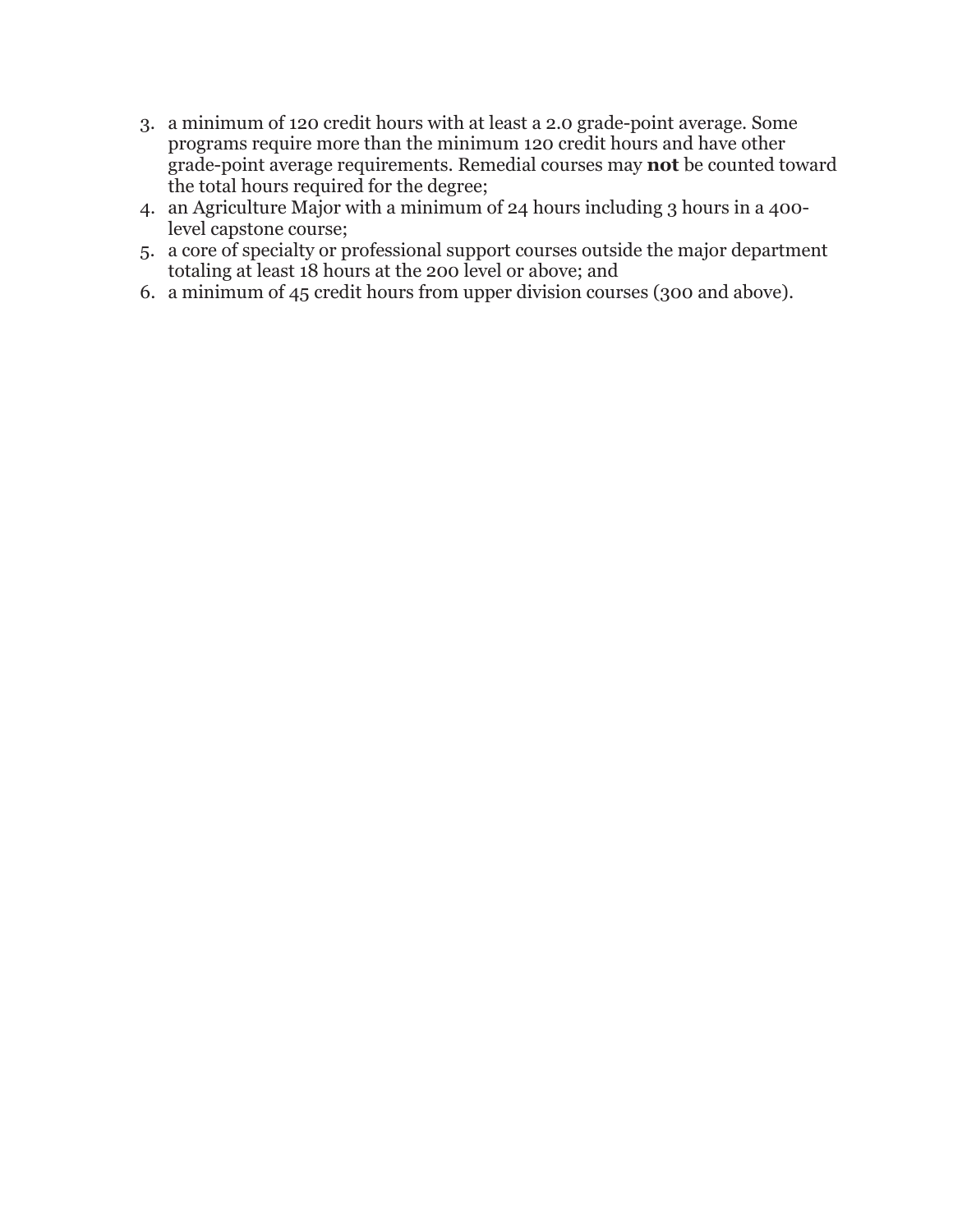3. a minimum of 120 credit hours with at least a 2.0 grade-point average. Some programs require more than the minimum 120 credit hours and have other grade-point average requirements. Remedial courses may **not** be counted toward the total hours required for the degree;
4. an Agriculture Major with a minimum of 24 hours including 3 hours in a 400-level capstone course;
5. a core of specialty or professional support courses outside the major department totaling at least 18 hours at the 200 level or above; and
6. a minimum of 45 credit hours from upper division courses (300 and above).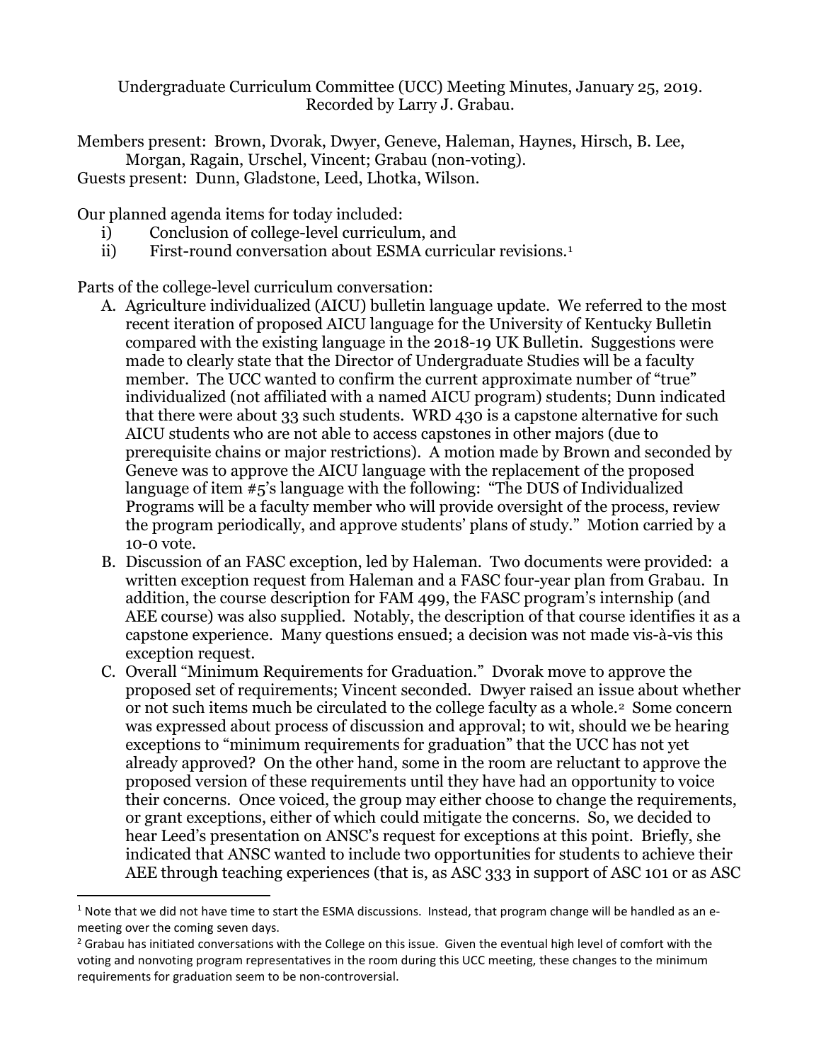Undergraduate Curriculum Committee (UCC) Meeting Minutes, January 25, 2019.
Recorded by Larry J. Grabau.

Members present: Brown, Dvorak, Dwyer, Geneve, Haleman, Haynes, Hirsch, B. Lee, Morgan, Ragain, Urschel, Vincent; Grabau (non-voting).
Guests present: Dunn, Gladstone, Leed, Lhotka, Wilson.

Our planned agenda items for today included:

i) Conclusion of college-level curriculum, and
ii) First-round conversation about ESMA curricular revisions.[1]

Parts of the college-level curriculum conversation:

A. Agriculture individualized (AICU) bulletin language update. We referred to the most recent iteration of proposed AICU language for the University of Kentucky Bulletin compared with the existing language in the 2018-19 UK Bulletin. Suggestions were made to clearly state that the Director of Undergraduate Studies will be a faculty member. The UCC wanted to confirm the current approximate number of "true" individualized (not affiliated with a named AICU program) students; Dunn indicated that there were about 33 such students. WRD 430 is a capstone alternative for such AICU students who are not able to access capstones in other majors (due to prerequisite chains or major restrictions). A motion made by Brown and seconded by Geneve was to approve the AICU language with the replacement of the proposed language of item #5's language with the following: "The DUS of Individualized Programs will be a faculty member who will provide oversight of the process, review the program periodically, and approve students' plans of study." Motion carried by a 10-0 vote.

B. Discussion of an FASC exception, led by Haleman. Two documents were provided: a written exception request from Haleman and a FASC four-year plan from Grabau. In addition, the course description for FAM 499, the FASC program's internship (and AEE course) was also supplied. Notably, the description of that course identifies it as a capstone experience. Many questions ensued; a decision was not made vis-à-vis this exception request.

C. Overall "Minimum Requirements for Graduation." Dvorak move to approve the proposed set of requirements; Vincent seconded. Dwyer raised an issue about whether or not such items much be circulated to the college faculty as a whole.[2] Some concern was expressed about process of discussion and approval; to wit, should we be hearing exceptions to "minimum requirements for graduation" that the UCC has not yet already approved? On the other hand, some in the room are reluctant to approve the proposed version of these requirements until they have had an opportunity to voice their concerns. Once voiced, the group may either choose to change the requirements, or grant exceptions, either of which could mitigate the concerns. So, we decided to hear Leed's presentation on ANSC's request for exceptions at this point. Briefly, she indicated that ANSC wanted to include two opportunities for students to achieve their AEE through teaching experiences (that is, as ASC 333 in support of ASC 101 or as ASC

---

[1] Note that we did not have time to start the ESMA discussions. Instead, that program change will be handled as an e-meeting over the coming seven days.

[2] Grabau has initiated conversations with the College on this issue. Given the eventual high level of comfort with the voting and nonvoting program representatives in the room during this UCC meeting, these changes to the minimum requirements for graduation seem to be non-controversial.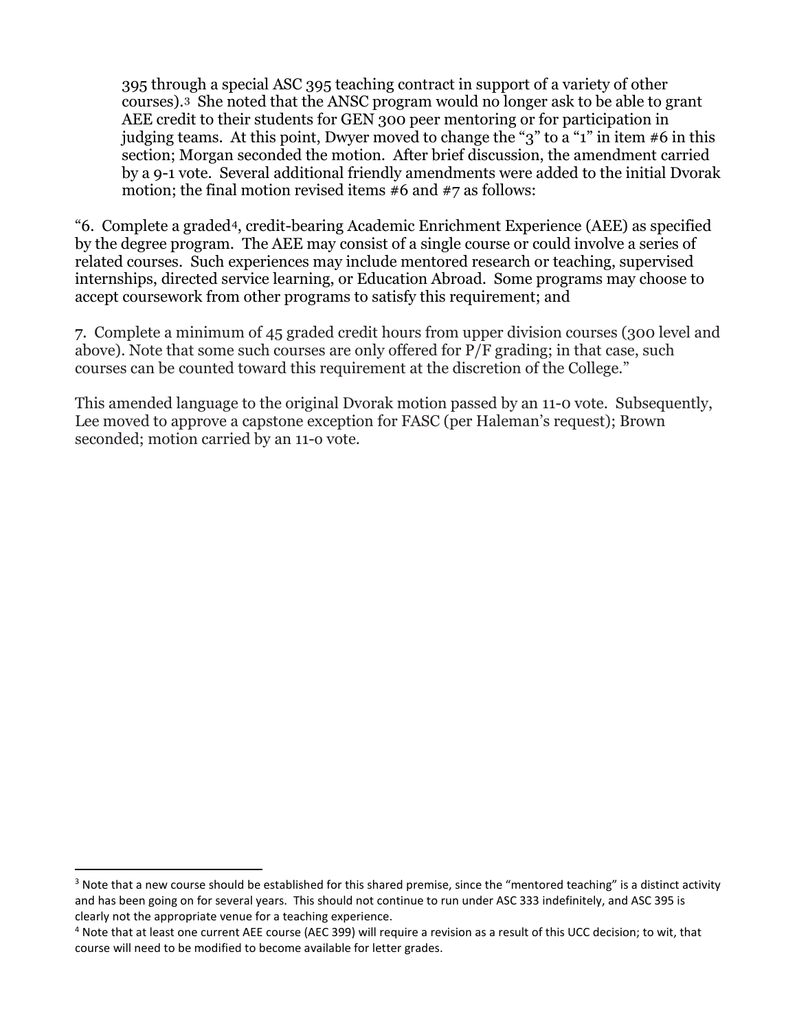395 through a special ASC 395 teaching contract in support of a variety of other courses).[3] She noted that the ANSC program would no longer ask to be able to grant AEE credit to their students for GEN 300 peer mentoring or for participation in judging teams. At this point, Dwyer moved to change the "3" to a "1" in item #6 in this section; Morgan seconded the motion. After brief discussion, the amendment carried by a 9-1 vote. Several additional friendly amendments were added to the initial Dvorak motion; the final motion revised items #6 and #7 as follows:

"6. Complete a graded[4], credit-bearing Academic Enrichment Experience (AEE) as specified by the degree program. The AEE may consist of a single course or could involve a series of related courses. Such experiences may include mentored research or teaching, supervised internships, directed service learning, or Education Abroad. Some programs may choose to accept coursework from other programs to satisfy this requirement; and

7. Complete a minimum of 45 graded credit hours from upper division courses (300 level and above). Note that some such courses are only offered for P/F grading; in that case, such courses can be counted toward this requirement at the discretion of the College."

This amended language to the original Dvorak motion passed by an 11-0 vote. Subsequently, Lee moved to approve a capstone exception for FASC (per Haleman's request); Brown seconded; motion carried by an 11-0 vote.

---

[3] Note that a new course should be established for this shared premise, since the "mentored teaching" is a distinct activity and has been going on for several years. This should not continue to run under ASC 333 indefinitely, and ASC 395 is clearly not the appropriate venue for a teaching experience.

[4] Note that at least one current AEE course (AEC 399) will require a revision as a result of this UCC decision; to wit, that course will need to be modified to become available for letter grades.